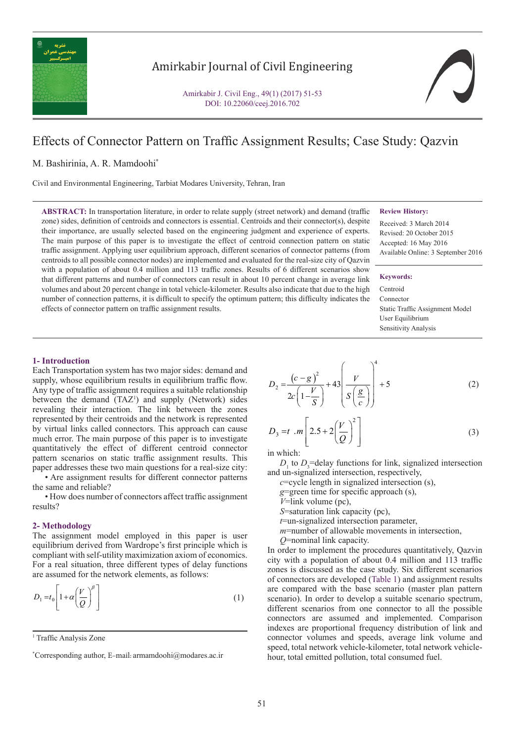# Effects of Connector Pattern on Traffic Assignment Results; Case Study: Qazvin

M. Bashirinia, A. R. Mamdoohi*

Civil and Environmental Engineering, Tarbiat Modares University, Tehran, Iran

**ABSTRACT:** In transportation literature, in order to relate supply (street network) and demand (traffic zone) sides, definition of centroids and connectors is essential. Centroids and their connector(s), despite their importance, are usually selected based on the engineering judgment and experience of experts. The main purpose of this paper is to investigate the effect of centroid connection pattern on static traffic assignment. Applying user equilibrium approach, different scenarios of connector patterns (from centroids to all possible connector nodes) are implemented and evaluated for the real-size city of Qazvin with a population of about 0.4 million and 113 traffic zones. Results of 6 different scenarios show that different patterns and number of connectors can result in about 10 percent change in average link volumes and about 20 percent change in total vehicle-kilometer. Results also indicate that due to the high number of connection patterns, it is difficult to specify the optimum pattern; this difficulty indicates the effects of connector pattern on traffic assignment results.

**Review History:**

Received: 3 March 2014
Revised: 20 October 2015
Accepted: 16 May 2016
Available Online: 3 September 2016

**Keywords:**

Centroid
Connector
Static Traffic Assignment Model
User Equilibrium
Sensitivity Analysis

## 1- Introduction

Each Transportation system has two major sides: demand and supply, whose equilibrium results in equilibrium traffic flow. Any type of traffic assignment requires a suitable relationship between the demand (TAZ[1]) and supply (Network) sides revealing their interaction. The link between the zones represented by their centroids and the network is represented by virtual links called connectors. This approach can cause much error. The main purpose of this paper is to investigate quantitatively the effect of different centroid connector pattern scenarios on static traffic assignment results. This paper addresses these two main questions for a real-size city:

- Are assignment results for different connector patterns the same and reliable?
- How does number of connectors affect traffic assignment results?

## 2- Methodology

The assignment model employed in this paper is user equilibrium derived from Wardrope's first principle which is compliant with self-utility maximization axiom of economics. For a real situation, three different types of delay functions are assumed for the network elements, as follows:

$$D_1 = t_0\left[1+\alpha\left(\frac{V}{Q}\right)^{\beta}\right] \tag{1}$$

$$D_2 = \frac{(c-g)^2}{2c\left(1-\frac{V}{S}\right)} + 43\left(\frac{V}{S\left(\frac{g}{c}\right)}\right)^4 + 5 \tag{2}$$

$$D_3 = t\ .m\left[2.5+2\left(\frac{V}{Q}\right)^2\right] \tag{3}$$

in which:

$D_1$ to $D_3$=delay functions for link, signalized intersection and un-signalized intersection, respectively,

$c$=cycle length in signalized intersection (s),

$g$=green time for specific approach (s),

$V$=link volume (pc),

$S$=saturation link capacity (pc),

$t$=un-signalized intersection parameter,

$m$=number of allowable movements in intersection,

$Q$=nominal link capacity.

In order to implement the procedures quantitatively, Qazvin city with a population of about 0.4 million and 113 traffic zones is discussed as the case study. Six different scenarios of connectors are developed (Table 1) and assignment results are compared with the base scenario (master plan pattern scenario). In order to develop a suitable scenario spectrum, different scenarios from one connector to all the possible connectors are assumed and implemented. Comparison indexes are proportional frequency distribution of link and connector volumes and speeds, average link volume and speed, total network vehicle-kilometer, total network vehicle-hour, total emitted pollution, total consumed fuel.

[1] Traffic Analysis Zone

*Corresponding author, E-mail: armamdoohi@modares.ac.ir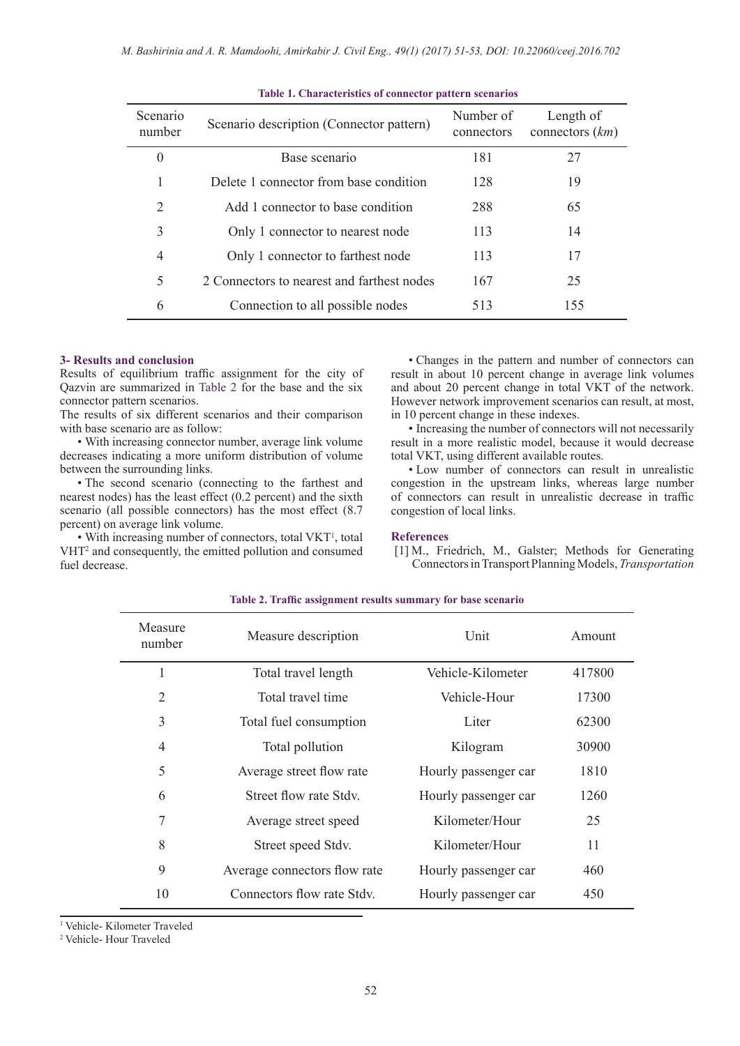**Table 1. Characteristics of connector pattern scenarios**

| Scenario number | Scenario description (Connector pattern) | Number of connectors | Length of connectors (*km*) |
|---|---|---|---|
| 0 | Base scenario | 181 | 27 |
| 1 | Delete 1 connector from base condition | 128 | 19 |
| 2 | Add 1 connector to base condition | 288 | 65 |
| 3 | Only 1 connector to nearest node | 113 | 14 |
| 4 | Only 1 connector to farthest node | 113 | 17 |
| 5 | 2 Connectors to nearest and farthest nodes | 167 | 25 |
| 6 | Connection to all possible nodes | 513 | 155 |

## 3- Results and conclusion

Results of equilibrium traffic assignment for the city of Qazvin are summarized in Table 2 for the base and the six connector pattern scenarios.

The results of six different scenarios and their comparison with base scenario are as follow:

- With increasing connector number, average link volume decreases indicating a more uniform distribution of volume between the surrounding links.
- The second scenario (connecting to the farthest and nearest nodes) has the least effect (0.2 percent) and the sixth scenario (all possible connectors) has the most effect (8.7 percent) on average link volume.
- With increasing number of connectors, total VKT[1], total VHT[2] and consequently, the emitted pollution and consumed fuel decrease.
- Changes in the pattern and number of connectors can result in about 10 percent change in average link volumes and about 20 percent change in total VKT of the network. However network improvement scenarios can result, at most, in 10 percent change in these indexes.
- Increasing the number of connectors will not necessarily result in a more realistic model, because it would decrease total VKT, using different available routes.
- Low number of connectors can result in unrealistic congestion in the upstream links, whereas large number of connectors can result in unrealistic decrease in traffic congestion of local links.

## References

[1] M., Friedrich, M., Galster; Methods for Generating Connectors in Transport Planning Models, *Transportation*

**Table 2. Traffic assignment results summary for base scenario**

| Measure number | Measure description | Unit | Amount |
|---|---|---|---|
| 1 | Total travel length | Vehicle-Kilometer | 417800 |
| 2 | Total travel time | Vehicle-Hour | 17300 |
| 3 | Total fuel consumption | Liter | 62300 |
| 4 | Total pollution | Kilogram | 30900 |
| 5 | Average street flow rate | Hourly passenger car | 1810 |
| 6 | Street flow rate Stdv. | Hourly passenger car | 1260 |
| 7 | Average street speed | Kilometer/Hour | 25 |
| 8 | Street speed Stdv. | Kilometer/Hour | 11 |
| 9 | Average connectors flow rate | Hourly passenger car | 460 |
| 10 | Connectors flow rate Stdv. | Hourly passenger car | 450 |

[1] Vehicle- Kilometer Traveled

[2] Vehicle- Hour Traveled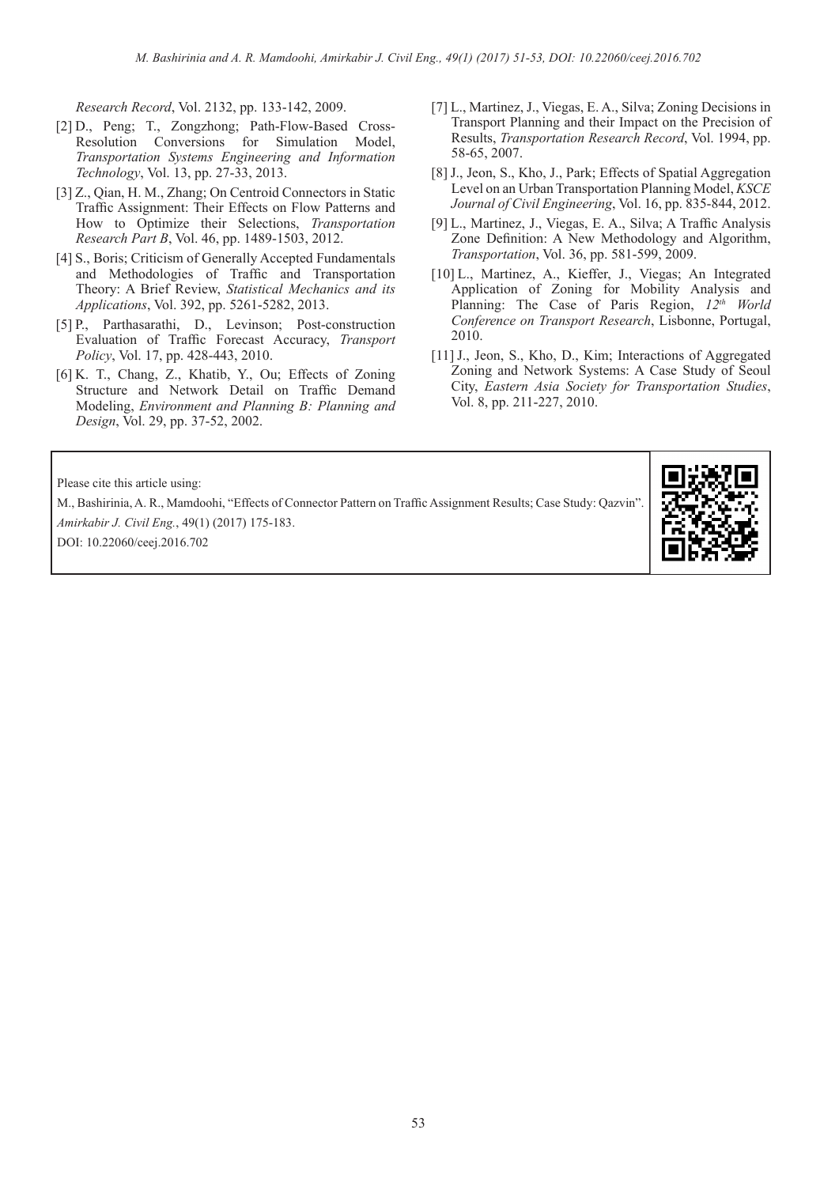*Research Record*, Vol. 2132, pp. 133-142, 2009.

[2] D., Peng; T., Zongzhong; Path-Flow-Based Cross-Resolution Conversions for Simulation Model, *Transportation Systems Engineering and Information Technology*, Vol. 13, pp. 27-33, 2013.

[3] Z., Qian, H. M., Zhang; On Centroid Connectors in Static Traffic Assignment: Their Effects on Flow Patterns and How to Optimize their Selections, *Transportation Research Part B*, Vol. 46, pp. 1489-1503, 2012.

[4] S., Boris; Criticism of Generally Accepted Fundamentals and Methodologies of Traffic and Transportation Theory: A Brief Review, *Statistical Mechanics and its Applications*, Vol. 392, pp. 5261-5282, 2013.

[5] P., Parthasarathi, D., Levinson; Post-construction Evaluation of Traffic Forecast Accuracy, *Transport Policy*, Vol. 17, pp. 428-443, 2010.

[6] K. T., Chang, Z., Khatib, Y., Ou; Effects of Zoning Structure and Network Detail on Traffic Demand Modeling, *Environment and Planning B: Planning and Design*, Vol. 29, pp. 37-52, 2002.

[7] L., Martinez, J., Viegas, E. A., Silva; Zoning Decisions in Transport Planning and their Impact on the Precision of Results, *Transportation Research Record*, Vol. 1994, pp. 58-65, 2007.

[8] J., Jeon, S., Kho, J., Park; Effects of Spatial Aggregation Level on an Urban Transportation Planning Model, *KSCE Journal of Civil Engineering*, Vol. 16, pp. 835-844, 2012.

[9] L., Martinez, J., Viegas, E. A., Silva; A Traffic Analysis Zone Definition: A New Methodology and Algorithm, *Transportation*, Vol. 36, pp. 581-599, 2009.

[10] L., Martinez, A., Kieffer, J., Viegas; An Integrated Application of Zoning for Mobility Analysis and Planning: The Case of Paris Region, *12th World Conference on Transport Research*, Lisbonne, Portugal, 2010.

[11] J., Jeon, S., Kho, D., Kim; Interactions of Aggregated Zoning and Network Systems: A Case Study of Seoul City, *Eastern Asia Society for Transportation Studies*, Vol. 8, pp. 211-227, 2010.

Please cite this article using:

M., Bashirinia, A. R., Mamdoohi, "Effects of Connector Pattern on Traffic Assignment Results; Case Study: Qazvin". *Amirkabir J. Civil Eng.*, 49(1) (2017) 175-183.

DOI: 10.22060/ceej.2016.702